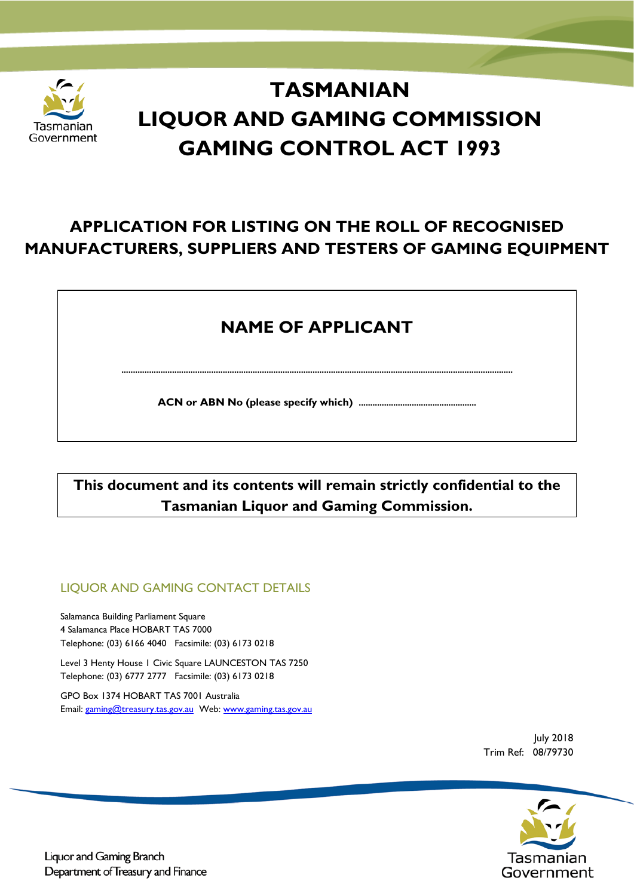# TASMANIAN LIQUOR AND GAMING COMMISSION GAMING CONTROL ACT 1993

## APPLICATION FOR LISTING ON THE ROLL OF RECOGNISED MANUFACTURERS, SUPPLIERS AND TESTERS OF GAMING EQUIPMENT

### NAME OF APPLICANT

......................................................................................................................................................

**ACN or ABN No (please specify which)** ..................................................

**This document and its contents will remain strictly confidential to the Tasmanian Liquor and Gaming Commission.**

LIQUOR AND GAMING CONTACT DETAILS

Salamanca Building Parliament Square
4 Salamanca Place HOBART TAS 7000
Telephone: (03) 6166 4040 Facsimile: (03) 6173 0218

Level 3 Henty House 1 Civic Square LAUNCESTON TAS 7250
Telephone: (03) 6777 2777 Facsimile: (03) 6173 0218

GPO Box 1374 HOBART TAS 7001 Australia
Email: gaming@treasury.tas.gov.au Web: www.gaming.tas.gov.au

July 2018
Trim Ref: 08/79730

Liquor and Gaming Branch
Department of Treasury and Finance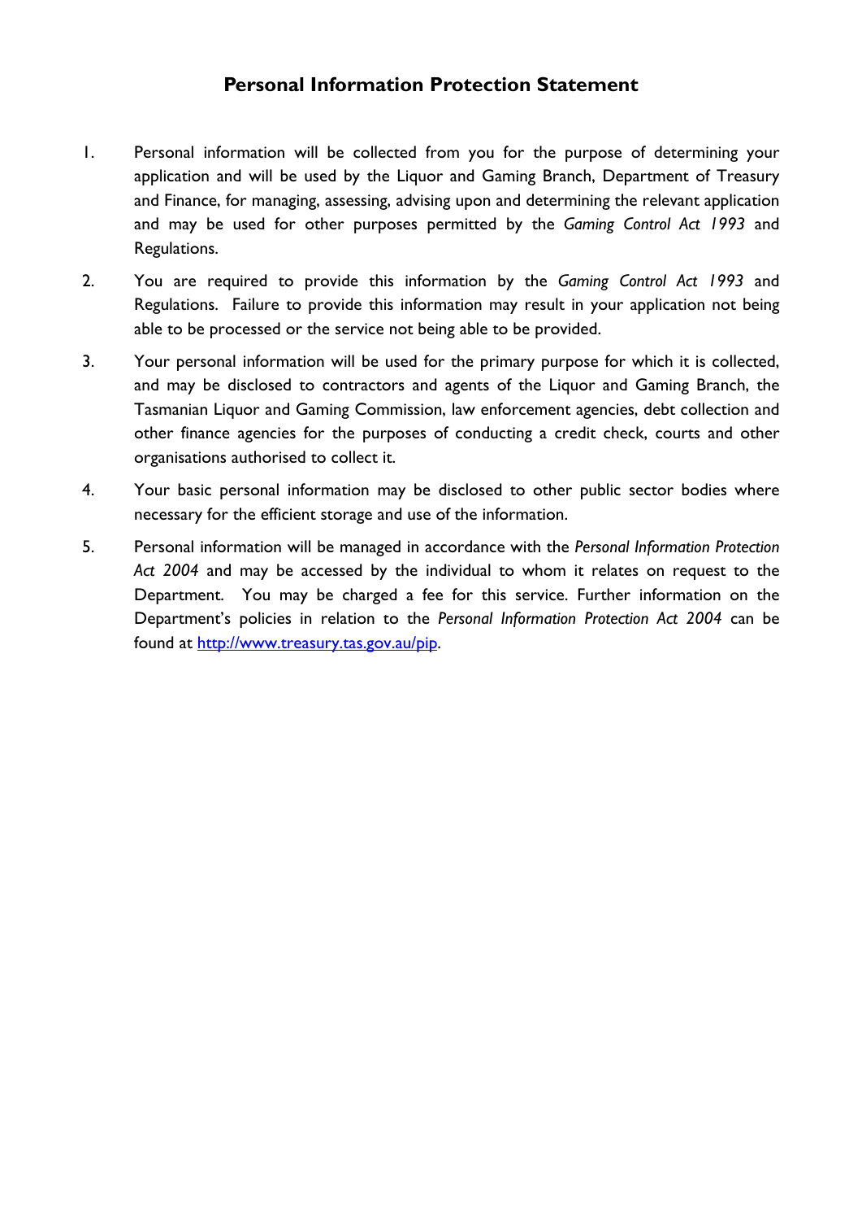# Personal Information Protection Statement

1. Personal information will be collected from you for the purpose of determining your application and will be used by the Liquor and Gaming Branch, Department of Treasury and Finance, for managing, assessing, advising upon and determining the relevant application and may be used for other purposes permitted by the *Gaming Control Act 1993* and Regulations.

2. You are required to provide this information by the *Gaming Control Act 1993* and Regulations. Failure to provide this information may result in your application not being able to be processed or the service not being able to be provided.

3. Your personal information will be used for the primary purpose for which it is collected, and may be disclosed to contractors and agents of the Liquor and Gaming Branch, the Tasmanian Liquor and Gaming Commission, law enforcement agencies, debt collection and other finance agencies for the purposes of conducting a credit check, courts and other organisations authorised to collect it.

4. Your basic personal information may be disclosed to other public sector bodies where necessary for the efficient storage and use of the information.

5. Personal information will be managed in accordance with the *Personal Information Protection Act 2004* and may be accessed by the individual to whom it relates on request to the Department. You may be charged a fee for this service. Further information on the Department's policies in relation to the *Personal Information Protection Act 2004* can be found at [http://www.treasury.tas.gov.au/pip](http://www.treasury.tas.gov.au/pip).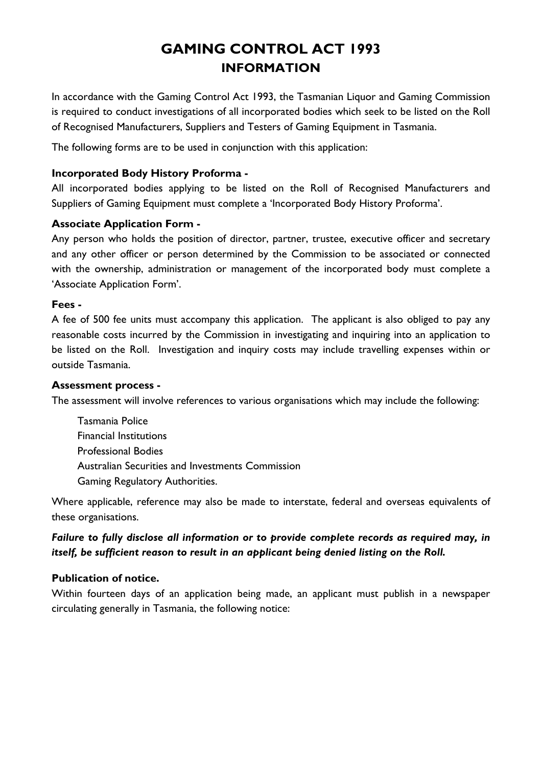# GAMING CONTROL ACT 1993
## INFORMATION

In accordance with the Gaming Control Act 1993, the Tasmanian Liquor and Gaming Commission is required to conduct investigations of all incorporated bodies which seek to be listed on the Roll of Recognised Manufacturers, Suppliers and Testers of Gaming Equipment in Tasmania.

The following forms are to be used in conjunction with this application:

**Incorporated Body History Proforma -**
All incorporated bodies applying to be listed on the Roll of Recognised Manufacturers and Suppliers of Gaming Equipment must complete a 'Incorporated Body History Proforma'.

**Associate Application Form -**
Any person who holds the position of director, partner, trustee, executive officer and secretary and any other officer or person determined by the Commission to be associated or connected with the ownership, administration or management of the incorporated body must complete a 'Associate Application Form'.

**Fees -**
A fee of 500 fee units must accompany this application. The applicant is also obliged to pay any reasonable costs incurred by the Commission in investigating and inquiring into an application to be listed on the Roll. Investigation and inquiry costs may include travelling expenses within or outside Tasmania.

**Assessment process -**
The assessment will involve references to various organisations which may include the following:

Tasmania Police
Financial Institutions
Professional Bodies
Australian Securities and Investments Commission
Gaming Regulatory Authorities.

Where applicable, reference may also be made to interstate, federal and overseas equivalents of these organisations.

***Failure to fully disclose all information or to provide complete records as required may, in itself, be sufficient reason to result in an applicant being denied listing on the Roll.***

**Publication of notice.**
Within fourteen days of an application being made, an applicant must publish in a newspaper circulating generally in Tasmania, the following notice: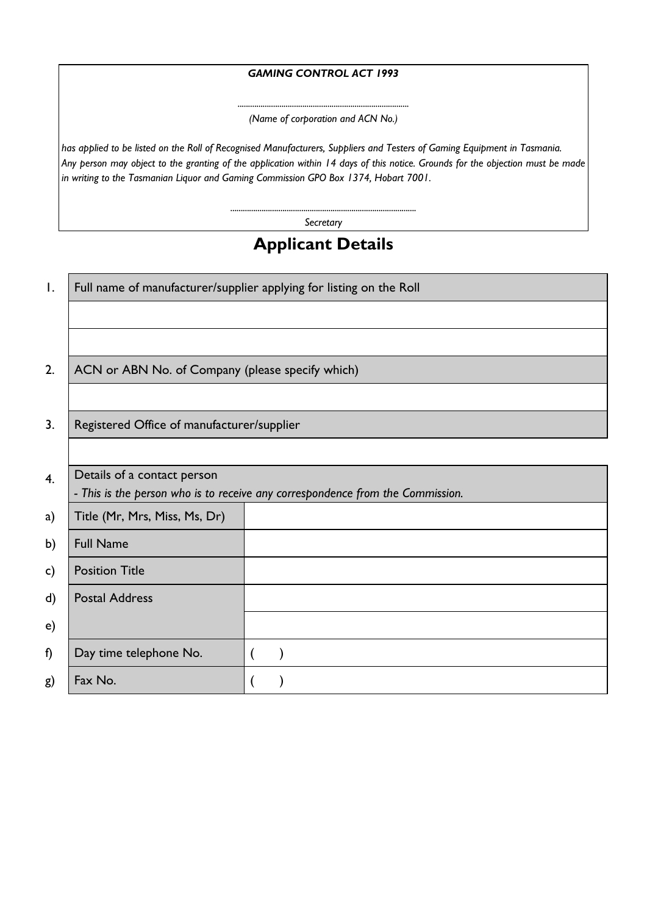***GAMING CONTROL ACT 1993***

.................................................................................

*(Name of corporation and ACN No.)*

*has applied to be listed on the Roll of Recognised Manufacturers, Suppliers and Testers of Gaming Equipment in Tasmania. Any person may object to the granting of the application within 14 days of this notice. Grounds for the objection must be made in writing to the Tasmanian Liquor and Gaming Commission GPO Box 1374, Hobart 7001.*

.......................................................................................

*Secretary*

# Applicant Details

| | | |
|---|---|---|
| 1. | Full name of manufacturer/supplier applying for listing on the Roll | |
| | | |
| | | |
| 2. | ACN or ABN No. of Company (please specify which) | |
| | | |
| 3. | Registered Office of manufacturer/supplier | |
| | | |
| 4. | Details of a contact person<br>*- This is the person who is to receive any correspondence from the Commission.* | |
| a) | Title (Mr, Mrs, Miss, Ms, Dr) | |
| b) | Full Name | |
| c) | Position Title | |
| d) | Postal Address | |
| e) | | |
| f) | Day time telephone No. | (    ) |
| g) | Fax No. | (    ) |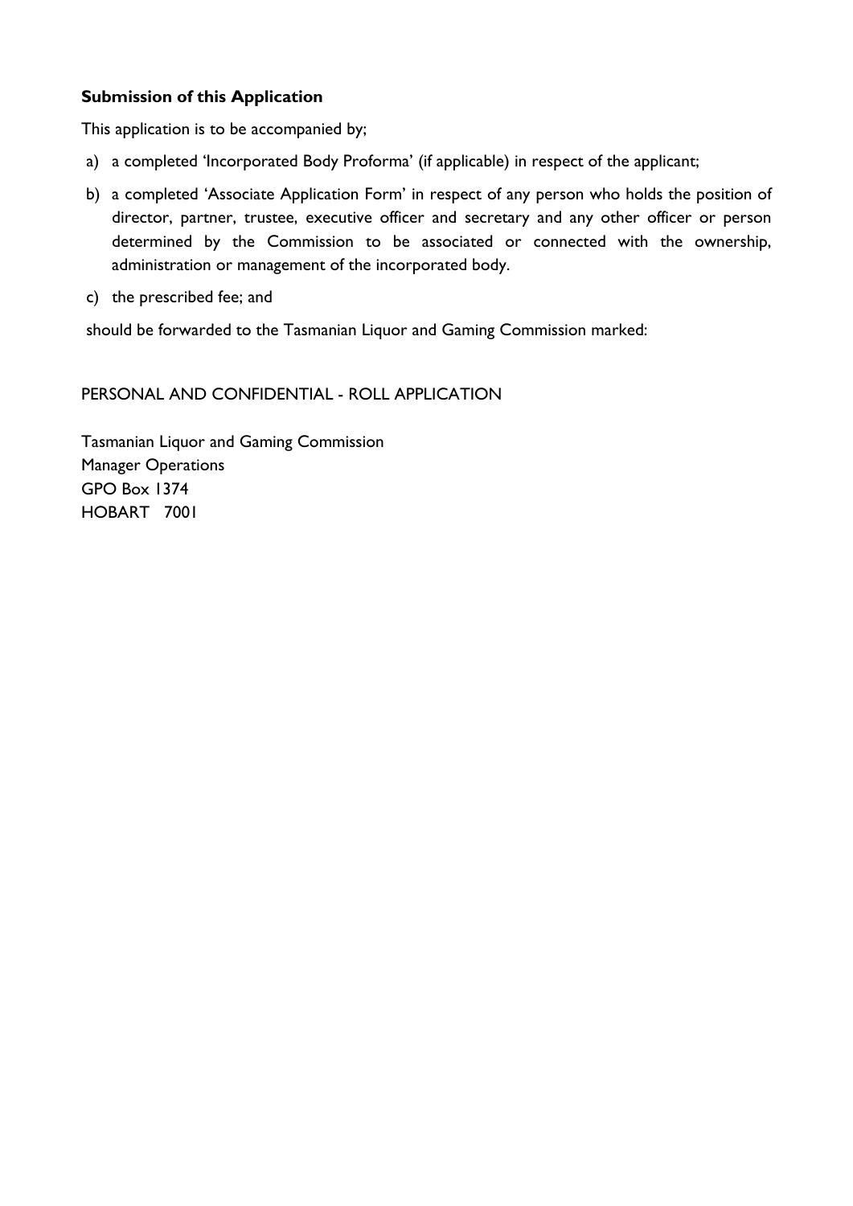**Submission of this Application**

This application is to be accompanied by;

a) a completed 'Incorporated Body Proforma' (if applicable) in respect of the applicant;

b) a completed 'Associate Application Form' in respect of any person who holds the position of director, partner, trustee, executive officer and secretary and any other officer or person determined by the Commission to be associated or connected with the ownership, administration or management of the incorporated body.

c) the prescribed fee; and

should be forwarded to the Tasmanian Liquor and Gaming Commission marked:

PERSONAL AND CONFIDENTIAL - ROLL APPLICATION

Tasmanian Liquor and Gaming Commission
Manager Operations
GPO Box 1374
HOBART 7001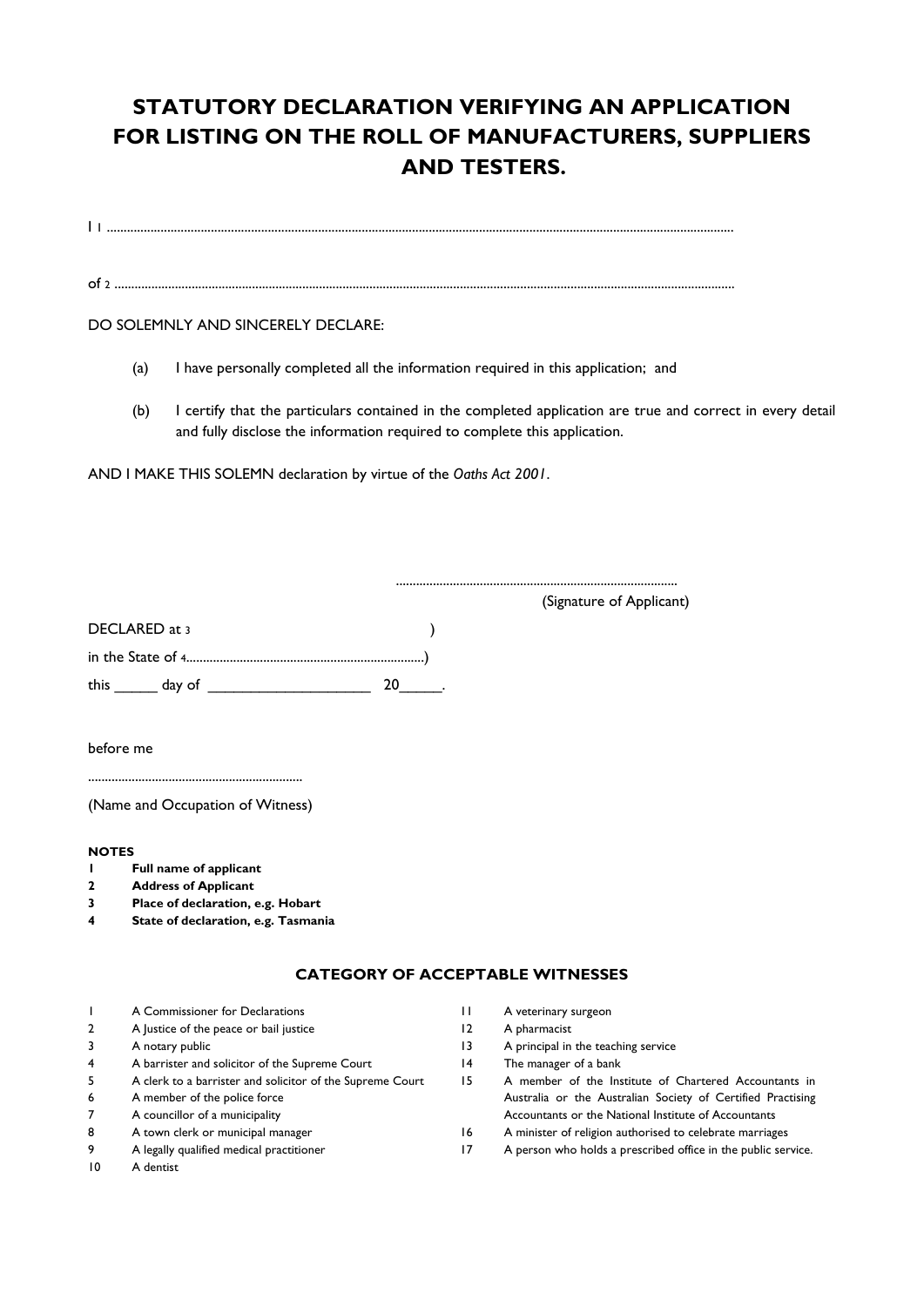# STATUTORY DECLARATION VERIFYING AN APPLICATION FOR LISTING ON THE ROLL OF MANUFACTURERS, SUPPLIERS AND TESTERS.

I 1 ..................................................................................................................................................................................

of 2 ..................................................................................................................................................................................

DO SOLEMNLY AND SINCERELY DECLARE:

(a) I have personally completed all the information required in this application; and

(b) I certify that the particulars contained in the completed application are true and correct in every detail and fully disclose the information required to complete this application.

AND I MAKE THIS SOLEMN declaration by virtue of the *Oaths Act 2001*.

...................................................................................

(Signature of Applicant)

DECLARED at 3 )

in the State of 4.......................................................................)

this _____ day of ____________________ 20_____.

before me

...............................................................

(Name and Occupation of Witness)

**NOTES**

1. **Full name of applicant**
2. **Address of Applicant**
3. **Place of declaration, e.g. Hobart**
4. **State of declaration, e.g. Tasmania**

### CATEGORY OF ACCEPTABLE WITNESSES

1. A Commissioner for Declarations
2. A Justice of the peace or bail justice
3. A notary public
4. A barrister and solicitor of the Supreme Court
5. A clerk to a barrister and solicitor of the Supreme Court
6. A member of the police force
7. A councillor of a municipality
8. A town clerk or municipal manager
9. A legally qualified medical practitioner
10. A dentist
11. A veterinary surgeon
12. A pharmacist
13. A principal in the teaching service
14. The manager of a bank
15. A member of the Institute of Chartered Accountants in Australia or the Australian Society of Certified Practising Accountants or the National Institute of Accountants
16. A minister of religion authorised to celebrate marriages
17. A person who holds a prescribed office in the public service.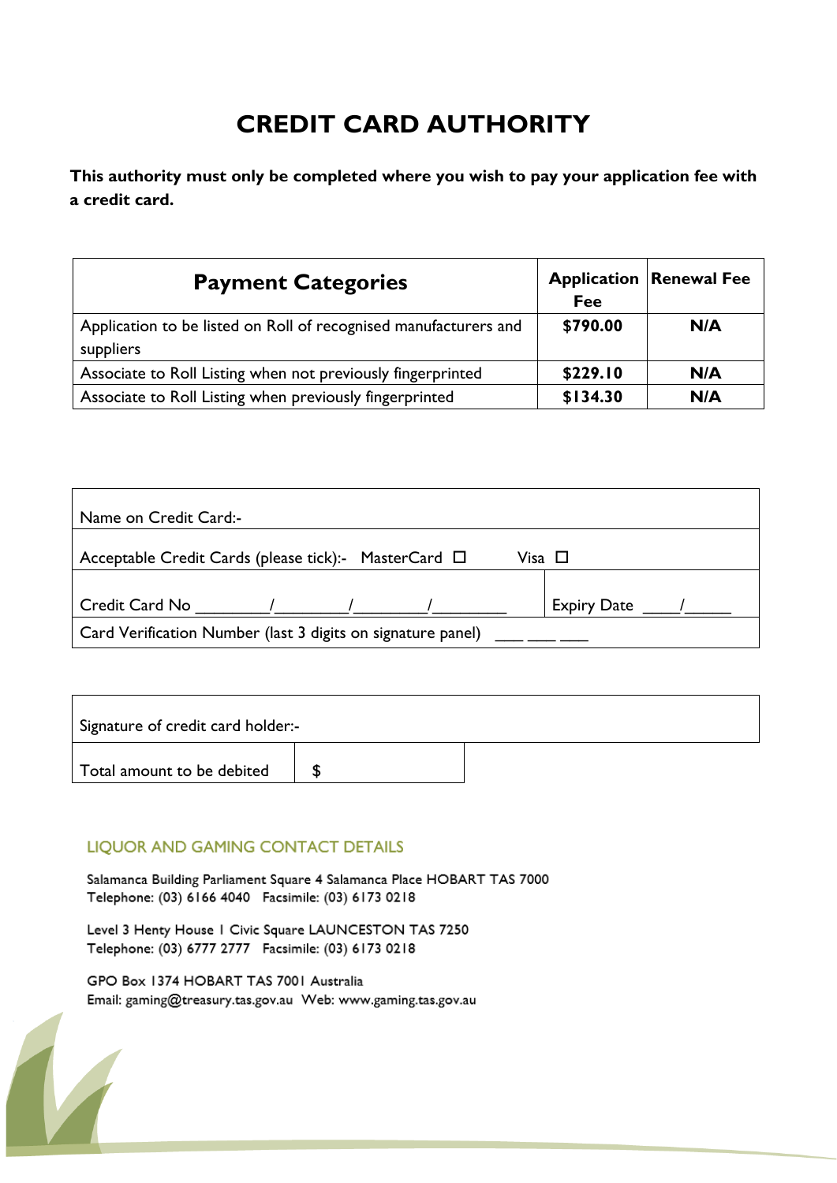# CREDIT CARD AUTHORITY

**This authority must only be completed where you wish to pay your application fee with a credit card.**

| Payment Categories | Application Fee | Renewal Fee |
|---|---|---|
| Application to be listed on Roll of recognised manufacturers and suppliers | **$790.00** | **N/A** |
| Associate to Roll Listing when not previously fingerprinted | **$229.10** | **N/A** |
| Associate to Roll Listing when previously fingerprinted | **$134.30** | **N/A** |

| | |
|---|---|
| Name on Credit Card:- | |
| Acceptable Credit Cards (please tick):- MasterCard ☐ Visa ☐ | |
| Credit Card No ________/________/________/________ | Expiry Date ____/_____ |
| Card Verification Number (last 3 digits on signature panel) ___ ___ ___ | |

| | |
|---|---|
| Signature of credit card holder:- | |
| Total amount to be debited | $ |

## LIQUOR AND GAMING CONTACT DETAILS

Salamanca Building Parliament Square 4 Salamanca Place HOBART TAS 7000
Telephone: (03) 6166 4040 Facsimile: (03) 6173 0218

Level 3 Henty House 1 Civic Square LAUNCESTON TAS 7250
Telephone: (03) 6777 2777 Facsimile: (03) 6173 0218

GPO Box 1374 HOBART TAS 7001 Australia
Email: gaming@treasury.tas.gov.au Web: www.gaming.tas.gov.au